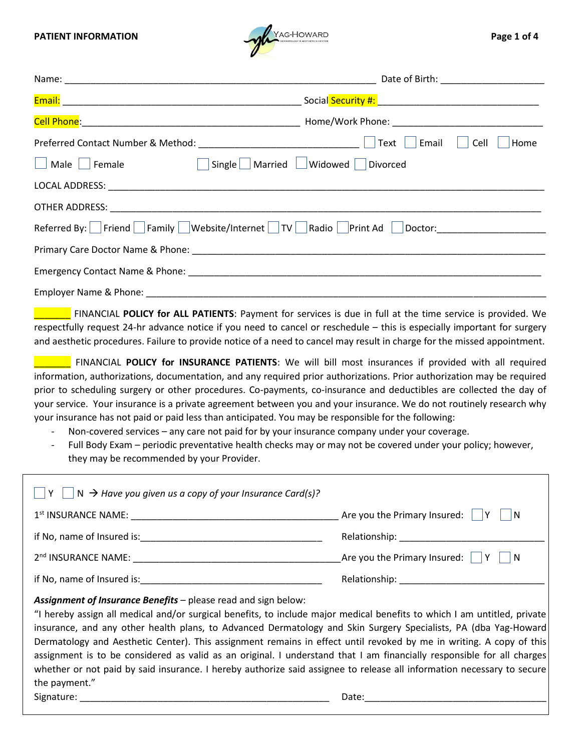**PATIENT INFORMATION**

Name: ______________________________________________ Date of Birth: ____________________

Email: ____________________________________ Social Security #: ______________________________

Cell Phone: ___________________________________ Home/Work Phone: ____________________________

Preferred Contact Number & Method: ______________________________ ☐ Text ☐ Email ☐ Cell ☐ Home

☐ Male ☐ Female ☐ Single ☐ Married ☐ Widowed ☐ Divorced

LOCAL ADDRESS: ________________________________________________________________________

OTHER ADDRESS: ________________________________________________________________________

Referred By: ☐ Friend ☐ Family ☐ Website/Internet ☐ TV ☐ Radio ☐ Print Ad ☐ Doctor:____________________

Primary Care Doctor Name & Phone: ______________________________________________________________

Emergency Contact Name & Phone: _______________________________________________________________

Employer Name & Phone: _________________________________________________________________________

_______ FINANCIAL **POLICY for ALL PATIENTS**: Payment for services is due in full at the time service is provided. We respectfully request 24-hr advance notice if you need to cancel or reschedule – this is especially important for surgery and aesthetic procedures. Failure to provide notice of a need to cancel may result in charge for the missed appointment.

_______ FINANCIAL **POLICY for INSURANCE PATIENTS**: We will bill most insurances if provided with all required information, authorizations, documentation, and any required prior authorizations. Prior authorization may be required prior to scheduling surgery or other procedures. Co-payments, co-insurance and deductibles are collected the day of your service. Your insurance is a private agreement between you and your insurance. We do not routinely research why your insurance has not paid or paid less than anticipated. You may be responsible for the following:

- Non-covered services – any care not paid for by your insurance company under your coverage.
- Full Body Exam – periodic preventative health checks may or may not be covered under your policy; however, they may be recommended by your Provider.

☐ Y ☐ N → *Have you given us a copy of your Insurance Card(s)?*

1st INSURANCE NAME: ____________________________________ Are you the Primary Insured: ☐ Y ☐ N

if No, name of Insured is:________________________________ Relationship: ____________________________

2nd INSURANCE NAME: ____________________________________ Are you the Primary Insured: ☐ Y ☐ N

if No, name of Insured is:________________________________ Relationship: ____________________________

***Assignment of Insurance Benefits*** – please read and sign below:

"I hereby assign all medical and/or surgical benefits, to include major medical benefits to which I am untitled, private insurance, and any other health plans, to Advanced Dermatology and Skin Surgery Specialists, PA (dba Yag-Howard Dermatology and Aesthetic Center). This assignment remains in effect until revoked by me in writing. A copy of this assignment is to be considered as valid as an original. I understand that I am financially responsible for all charges whether or not paid by said insurance. I hereby authorize said assignee to release all information necessary to secure the payment."

Signature: ______________________________________________ Date:__________________________________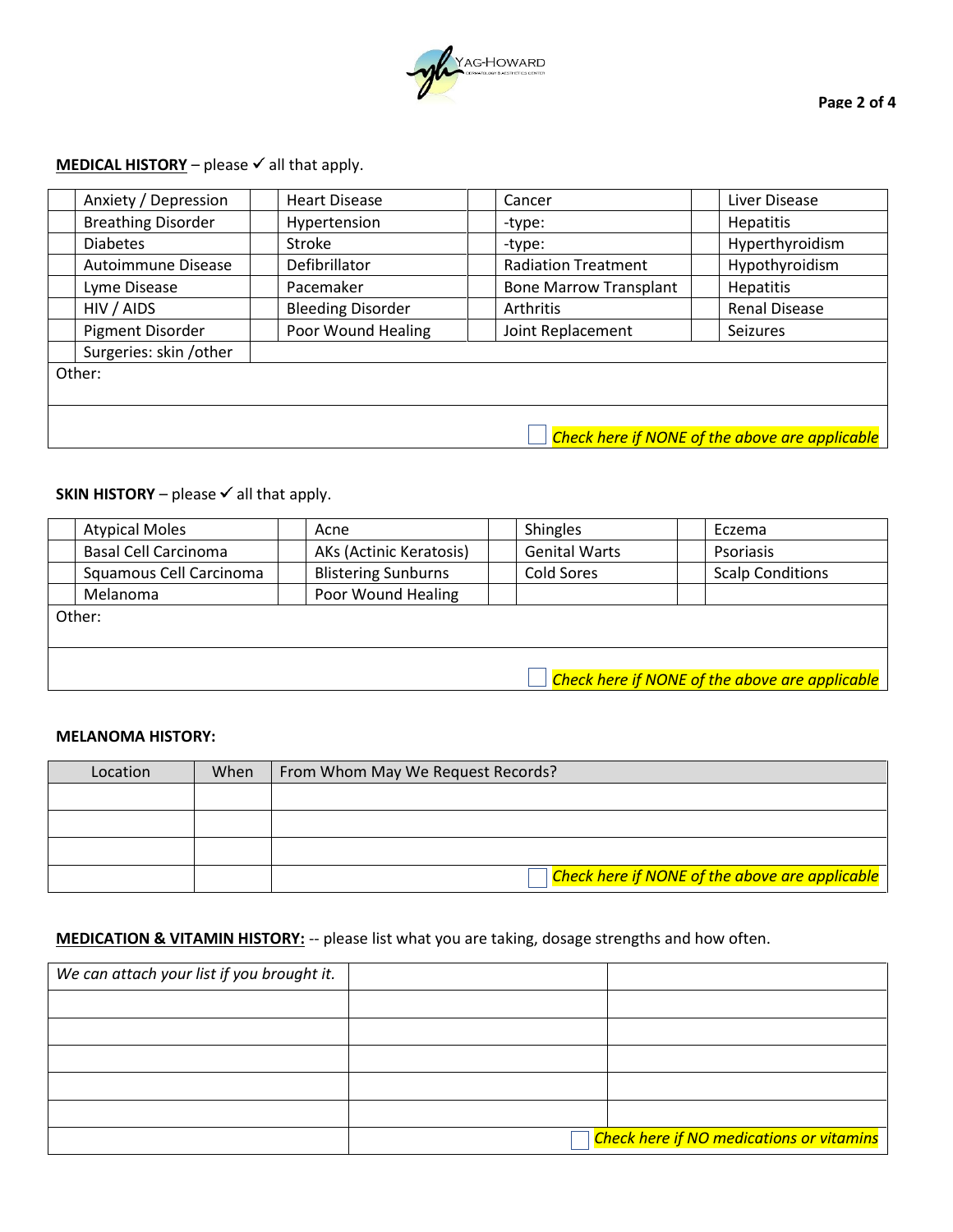**MEDICAL HISTORY** – please ✓ all that apply.

| | | | | | | | |
|---|---|---|---|---|---|---|---|
| | Anxiety / Depression | | Heart Disease | | Cancer | | Liver Disease |
| | Breathing Disorder | | Hypertension | | -type: | | Hepatitis |
| | Diabetes | | Stroke | | -type: | | Hyperthyroidism |
| | Autoimmune Disease | | Defibrillator | | Radiation Treatment | | Hypothyroidism |
| | Lyme Disease | | Pacemaker | | Bone Marrow Transplant | | Hepatitis |
| | HIV / AIDS | | Bleeding Disorder | | Arthritis | | Renal Disease |
| | Pigment Disorder | | Poor Wound Healing | | Joint Replacement | | Seizures |
| | Surgeries: skin /other | | | | | | |
| Other: | | | | | | | |
| | | | | | | | ☐ *Check here if NONE of the above are applicable* |

**SKIN HISTORY** – please ✓ all that apply.

| | | | | | | | |
|---|---|---|---|---|---|---|---|
| | Atypical Moles | | Acne | | Shingles | | Eczema |
| | Basal Cell Carcinoma | | AKs (Actinic Keratosis) | | Genital Warts | | Psoriasis |
| | Squamous Cell Carcinoma | | Blistering Sunburns | | Cold Sores | | Scalp Conditions |
| | Melanoma | | Poor Wound Healing | | | | |
| Other: | | | | | | | |
| | | | | | | | ☐ *Check here if NONE of the above are applicable* |

**MELANOMA HISTORY:**

| Location | When | From Whom May We Request Records? |
|---|---|---|
| | | |
| | | |
| | | |
| | | ☐ *Check here if NONE of the above are applicable* |

**MEDICATION & VITAMIN HISTORY:** -- please list what you are taking, dosage strengths and how often.

| | | |
|---|---|---|
| *We can attach your list if you brought it.* | | |
| | | |
| | | |
| | | |
| | | |
| | | |
| | | ☐ *Check here if NO medications or vitamins* |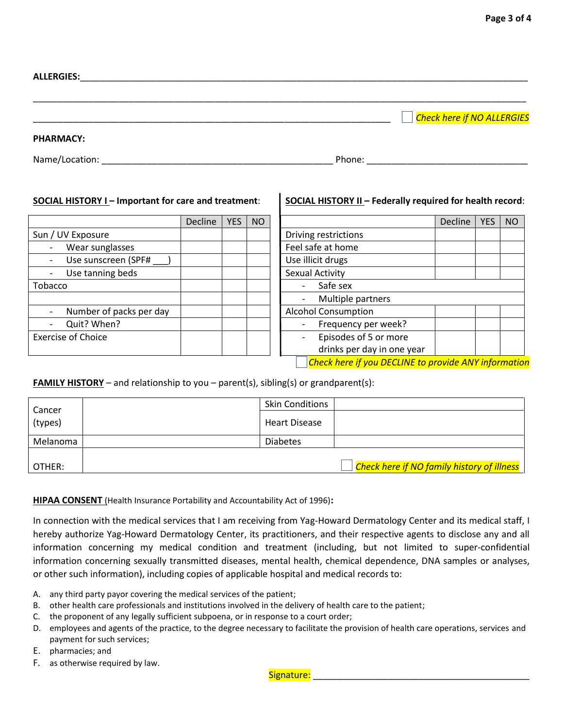**ALLERGIES:**\_\_\_\_\_\_\_\_\_\_\_\_\_\_\_\_\_\_\_\_\_\_\_\_\_\_\_\_\_\_\_\_\_\_\_\_\_\_\_\_\_\_\_\_\_\_\_\_\_\_\_\_\_\_\_\_\_\_\_\_

\_\_\_\_\_\_\_\_\_\_\_\_\_\_\_\_\_\_\_\_\_\_\_\_\_\_\_\_\_\_\_\_\_\_\_\_\_\_\_\_\_\_\_\_\_\_\_\_\_\_\_\_\_\_\_\_\_\_\_\_\_\_\_\_\_\_\_\_

\_\_\_\_\_\_\_\_\_\_\_\_\_\_\_\_\_\_\_\_\_\_\_\_\_\_\_\_\_\_\_\_\_\_\_\_\_\_\_\_\_\_\_\_\_\_\_\_\_\_ ☐ *Check here if NO ALLERGIES*

**PHARMACY:**

Name/Location: \_\_\_\_\_\_\_\_\_\_\_\_\_\_\_\_\_\_\_\_\_\_\_\_\_\_\_\_\_\_\_\_\_\_\_\_ Phone: \_\_\_\_\_\_\_\_\_\_\_\_\_\_\_\_\_\_\_\_\_\_\_\_

**SOCIAL HISTORY I – Important for care and treatment**:

| | Decline | YES | NO |
|---|---|---|---|
| Sun / UV Exposure | | | |
| - Wear sunglasses | | | |
| - Use sunscreen (SPF# \_\_\_) | | | |
| - Use tanning beds | | | |
| Tobacco | | | |
| | | | |
| - Number of packs per day | | | |
| - Quit? When? | | | |
| Exercise of Choice | | | |

**SOCIAL HISTORY II – Federally required for health record**:

| | Decline | YES | NO |
|---|---|---|---|
| Driving restrictions | | | |
| Feel safe at home | | | |
| Use illicit drugs | | | |
| Sexual Activity | | | |
| - Safe sex | | | |
| - Multiple partners | | | |
| Alcohol Consumption | | | |
| - Frequency per week? | | | |
| - Episodes of 5 or more drinks per day in one year | | | |

☐ *Check here if you DECLINE to provide ANY information*

**FAMILY HISTORY** – and relationship to you – parent(s), sibling(s) or grandparent(s):

| | | | |
|---|---|---|---|
| Cancer (types) | | Skin Conditions | |
| | | Heart Disease | |
| Melanoma | | Diabetes | |
| OTHER: | | | ☐ *Check here if NO family history of illness* |

**HIPAA CONSENT** (Health Insurance Portability and Accountability Act of 1996)**:**

In connection with the medical services that I am receiving from Yag-Howard Dermatology Center and its medical staff, I hereby authorize Yag-Howard Dermatology Center, its practitioners, and their respective agents to disclose any and all information concerning my medical condition and treatment (including, but not limited to super-confidential information concerning sexually transmitted diseases, mental health, chemical dependence, DNA samples or analyses, or other such information), including copies of applicable hospital and medical records to:

A. any third party payor covering the medical services of the patient;
B. other health care professionals and institutions involved in the delivery of health care to the patient;
C. the proponent of any legally sufficient subpoena, or in response to a court order;
D. employees and agents of the practice, to the degree necessary to facilitate the provision of health care operations, services and payment for such services;
E. pharmacies; and
F. as otherwise required by law.

Signature: \_\_\_\_\_\_\_\_\_\_\_\_\_\_\_\_\_\_\_\_\_\_\_\_\_\_\_\_\_\_\_\_\_\_\_\_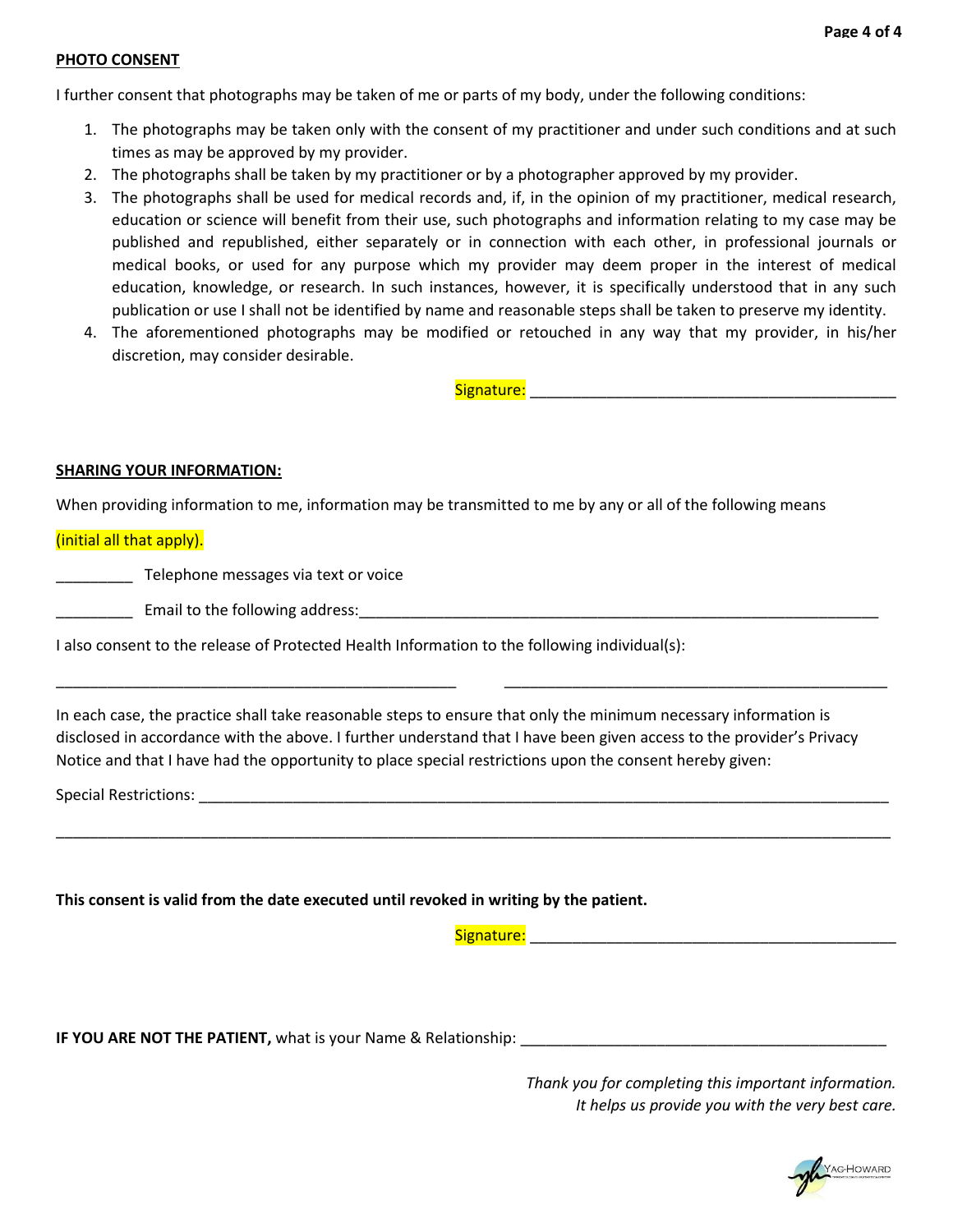**PHOTO CONSENT**

I further consent that photographs may be taken of me or parts of my body, under the following conditions:

1. The photographs may be taken only with the consent of my practitioner and under such conditions and at such times as may be approved by my provider.
2. The photographs shall be taken by my practitioner or by a photographer approved by my provider.
3. The photographs shall be used for medical records and, if, in the opinion of my practitioner, medical research, education or science will benefit from their use, such photographs and information relating to my case may be published and republished, either separately or in connection with each other, in professional journals or medical books, or used for any purpose which my provider may deem proper in the interest of medical education, knowledge, or research. In such instances, however, it is specifically understood that in any such publication or use I shall not be identified by name and reasonable steps shall be taken to preserve my identity.
4. The aforementioned photographs may be modified or retouched in any way that my provider, in his/her discretion, may consider desirable.

Signature: ___________________________________________

**SHARING YOUR INFORMATION:**

When providing information to me, information may be transmitted to me by any or all of the following means

(initial all that apply).

_________ Telephone messages via text or voice

_________ Email to the following address:_________________________________________________________________

I also consent to the release of Protected Health Information to the following individual(s):

_________________________________________________ _______________________________________________

In each case, the practice shall take reasonable steps to ensure that only the minimum necessary information is disclosed in accordance with the above. I further understand that I have been given access to the provider's Privacy Notice and that I have had the opportunity to place special restrictions upon the consent hereby given:

Special Restrictions: ____________________________________________________________________________________

_______________________________________________________________________________________________________

**This consent is valid from the date executed until revoked in writing by the patient.**

Signature: ___________________________________________

**IF YOU ARE NOT THE PATIENT,** what is your Name & Relationship: _____________________________________________

*Thank you for completing this important information.*
*It helps us provide you with the very best care.*